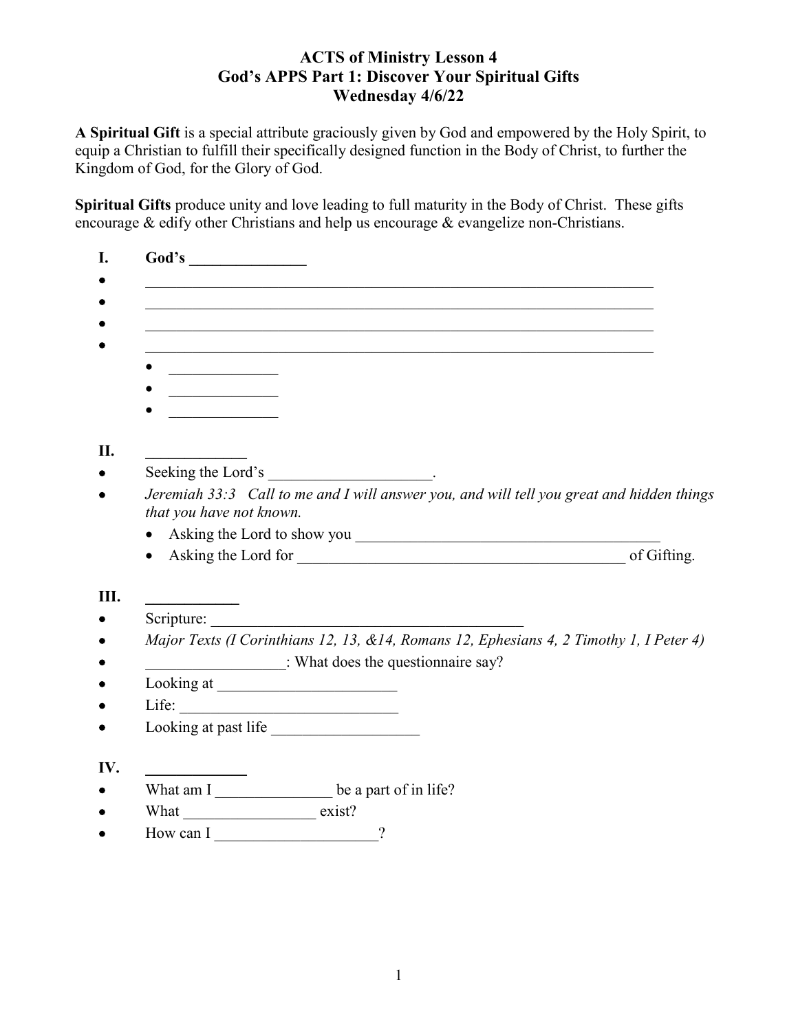# ACTS of Ministry Lesson 4
## God's APPS Part 1: Discover Your Spiritual Gifts
### Wednesday 4/6/22

**A Spiritual Gift** is a special attribute graciously given by God and empowered by the Holy Spirit, to equip a Christian to fulfill their specifically designed function in the Body of Christ, to further the Kingdom of God, for the Glory of God.

**Spiritual Gifts** produce unity and love leading to full maturity in the Body of Christ. These gifts encourage & edify other Christians and help us encourage & evangelize non-Christians.

**I. God's _______________**

- ______________________________________________________________________
- ______________________________________________________________________
- ______________________________________________________________________
- ______________________________________________________________________
    - ______________
    - ______________
    - ______________

**II. _____________**

- Seeking the Lord's _____________________.
- *Jeremiah 33:3 Call to me and I will answer you, and will tell you great and hidden things that you have not known.*
    - Asking the Lord to show you _________________________________________
    - Asking the Lord for ____________________________________________ of Gifting.

**III. ____________**

- Scripture: _________________________________________
- *Major Texts (I Corinthians 12, 13, &14, Romans 12, Ephesians 4, 2 Timothy 1, I Peter 4)*
- __________________: What does the questionnaire say?
- Looking at ________________________
- Life: ____________________________
- Looking at past life ___________________

**IV. _____________**

- What am I _______________ be a part of in life?
- What _________________ exist?
- How can I _____________________?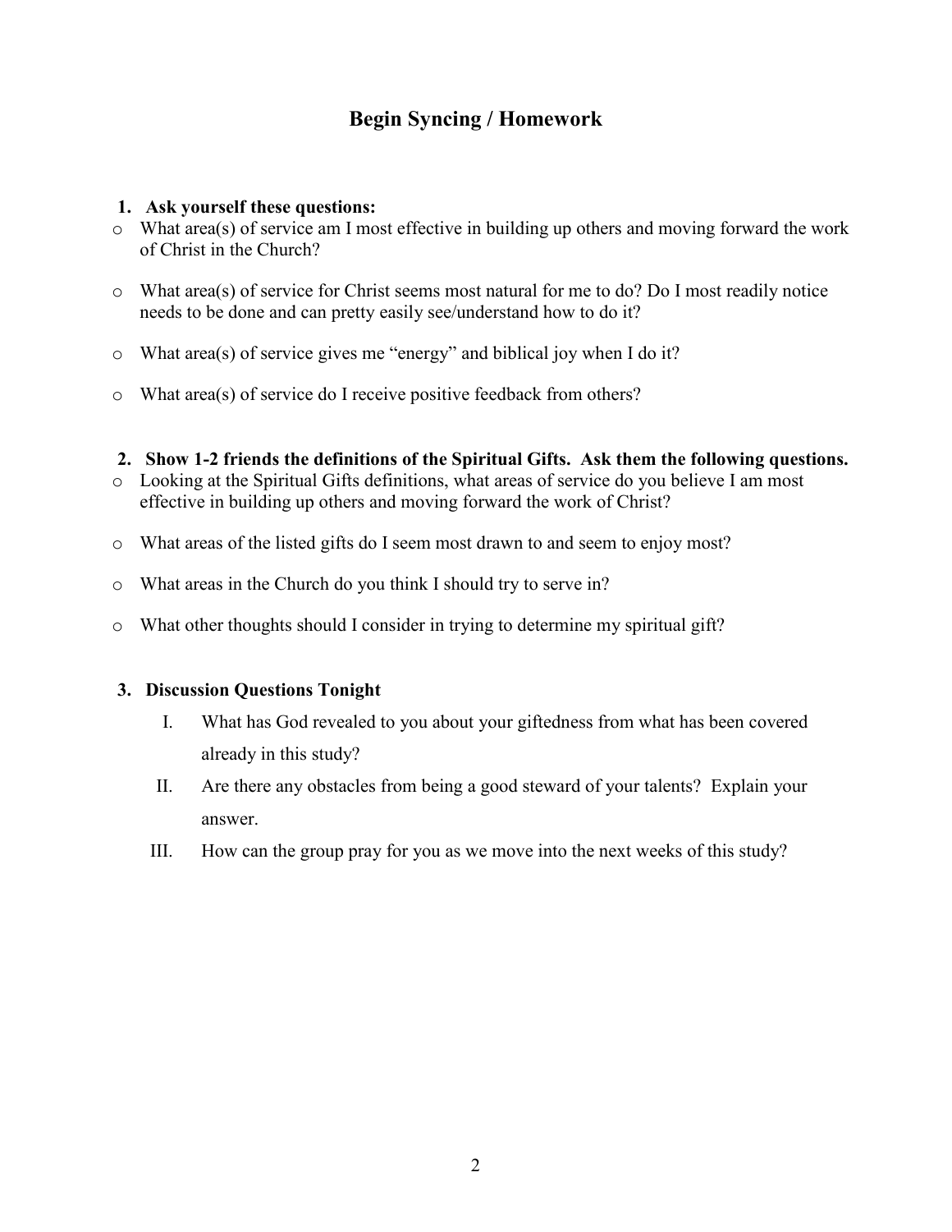# Begin Syncing / Homework

**1. Ask yourself these questions:**

- What area(s) of service am I most effective in building up others and moving forward the work of Christ in the Church?
- What area(s) of service for Christ seems most natural for me to do? Do I most readily notice needs to be done and can pretty easily see/understand how to do it?
- What area(s) of service gives me "energy" and biblical joy when I do it?
- What area(s) of service do I receive positive feedback from others?

**2. Show 1-2 friends the definitions of the Spiritual Gifts. Ask them the following questions.**

- Looking at the Spiritual Gifts definitions, what areas of service do you believe I am most effective in building up others and moving forward the work of Christ?
- What areas of the listed gifts do I seem most drawn to and seem to enjoy most?
- What areas in the Church do you think I should try to serve in?
- What other thoughts should I consider in trying to determine my spiritual gift?

**3. Discussion Questions Tonight**

I. What has God revealed to you about your giftedness from what has been covered already in this study?

II. Are there any obstacles from being a good steward of your talents? Explain your answer.

III. How can the group pray for you as we move into the next weeks of this study?